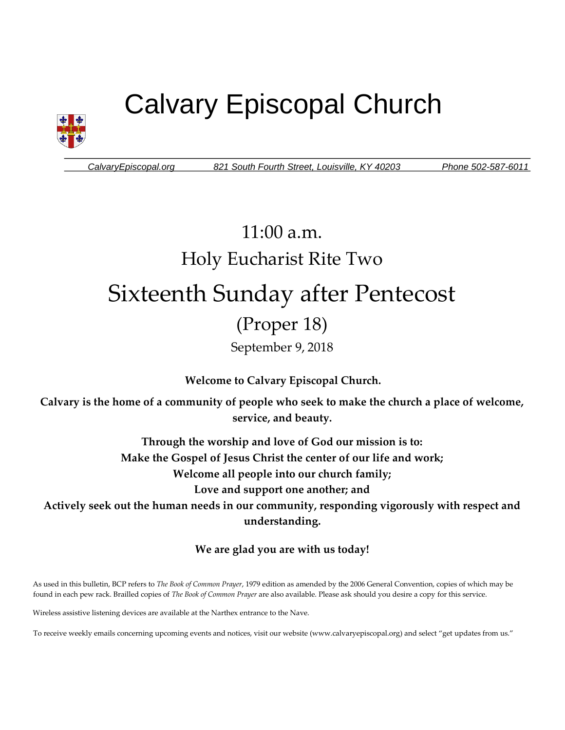# Calvary Episcopal Church

CalvaryEpiscopal.org    821 South Fourth Street, Louisville, KY 40203    Phone 502-587-6011

## 11:00 a.m.

## Holy Eucharist Rite Two

# Sixteenth Sunday after Pentecost

## (Proper 18)

September 9, 2018

**Welcome to Calvary Episcopal Church.**

**Calvary is the home of a community of people who seek to make the church a place of welcome, service, and beauty.**

**Through the worship and love of God our mission is to:**
**Make the Gospel of Jesus Christ the center of our life and work;**
**Welcome all people into our church family;**
**Love and support one another; and**
**Actively seek out the human needs in our community, responding vigorously with respect and understanding.**

**We are glad you are with us today!**

As used in this bulletin, BCP refers to *The Book of Common Prayer*, 1979 edition as amended by the 2006 General Convention, copies of which may be found in each pew rack. Brailled copies of *The Book of Common Prayer* are also available. Please ask should you desire a copy for this service.

Wireless assistive listening devices are available at the Narthex entrance to the Nave.

To receive weekly emails concerning upcoming events and notices, visit our website (www.calvaryepiscopal.org) and select "get updates from us."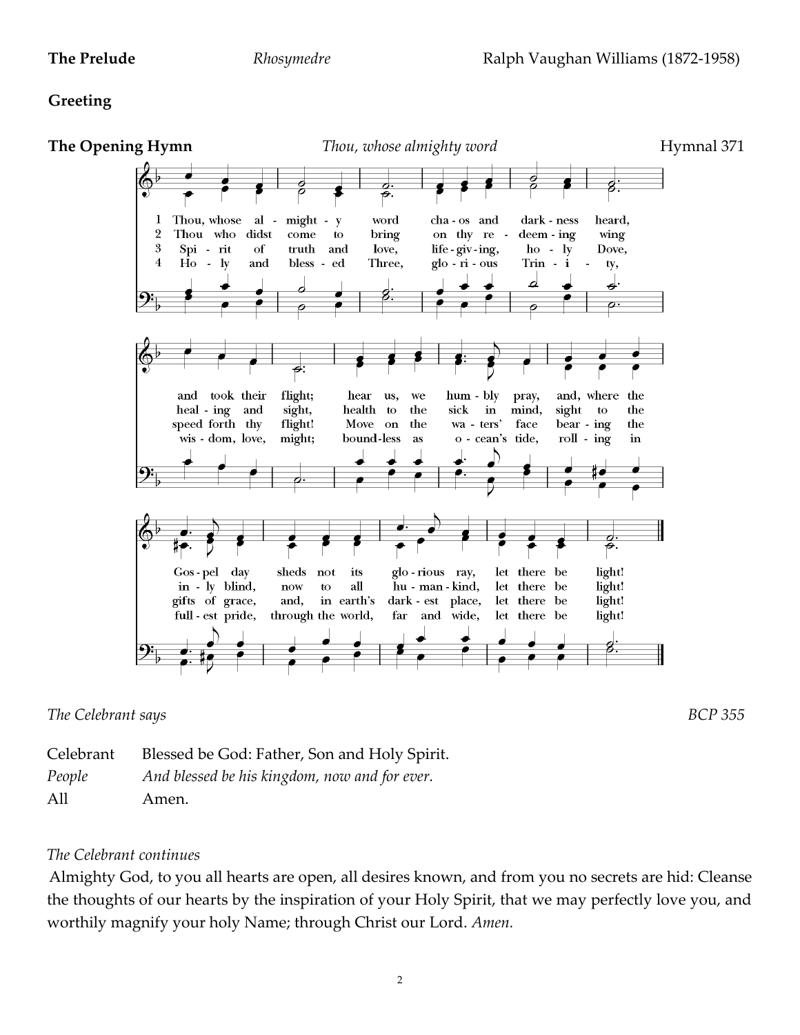**The Prelude** *Rhosymedre* Ralph Vaughan Williams (1872-1958)

**Greeting**

**The Opening Hymn** *Thou, whose almighty word* Hymnal 371

1 Thou, whose almighty word chaos and darkness heard, and took their flight; hear us, we humbly pray, and, where the Gospel day sheds not its glorious ray, let there be light!

2 Thou who didst come to bring on thy redeeming wing healing and sight, health to the sick in mind, sight to the inly blind, now to all humankind, let there be light!

3 Spirit of truth and love, life-giving, holy Dove, speed forth thy flight! Move on the waters' face bearing the gifts of grace, and, in earth's darkest place, let there be light!

4 Holy and blessed Three, glorious Trinity, wisdom, love, might; boundless as ocean's tide, rolling in fullest pride, through the world, far and wide, let there be light!

*The Celebrant says* BCP 355

Celebrant Blessed be God: Father, Son and Holy Spirit.
*People* *And blessed be his kingdom, now and for ever.*
All Amen.

*The Celebrant continues*

Almighty God, to you all hearts are open, all desires known, and from you no secrets are hid: Cleanse the thoughts of our hearts by the inspiration of your Holy Spirit, that we may perfectly love you, and worthily magnify your holy Name; through Christ our Lord. *Amen.*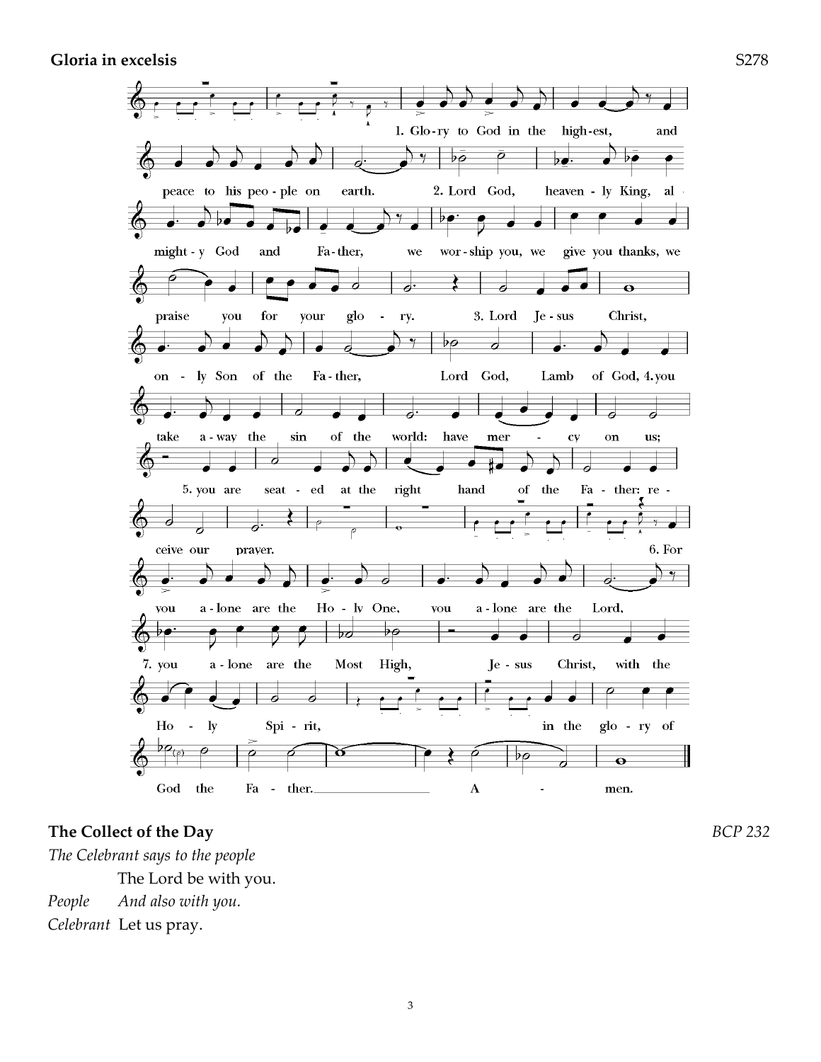**Gloria in excelsis** S278

1. Glo-ry to God in the high-est, and peace to his peo-ple on earth. 2. Lord God, heaven-ly King, al-might-y God and Fa-ther, we wor-ship you, we give you thanks, we praise you for your glo-ry. 3. Lord Je-sus Christ, on-ly Son of the Fa-ther, Lord God, Lamb of God, 4. you take a-way the sin of the world: have mer-cy on us; 5. you are seat-ed at the right hand of the Fa-ther: re-ceive our prayer. 6. For you a-lone are the Ho-ly One, you a-lone are the Lord, 7. you a-lone are the Most High, Je-sus Christ, with the Ho-ly Spi-rit, in the glo-ry of God the Fa-ther. A-men.

## The Collect of the Day

*BCP 232*

*The Celebrant says to the people*

The Lord be with you.

*People* *And also with you.*

*Celebrant* Let us pray.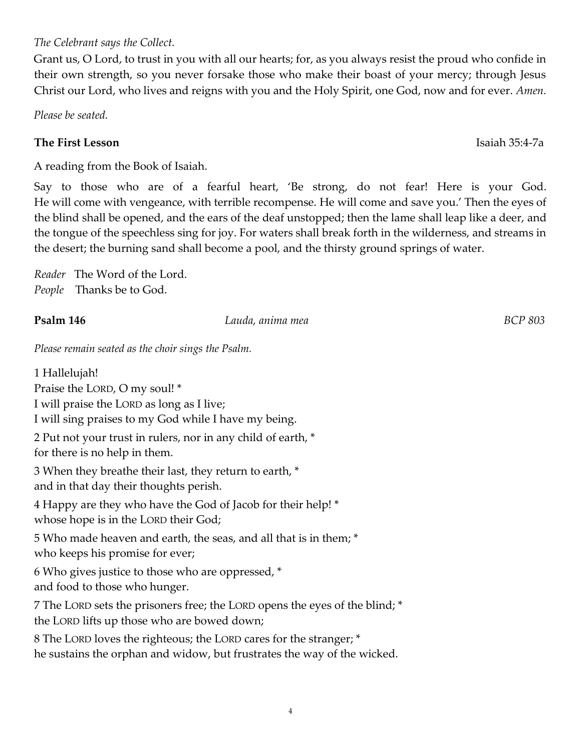*The Celebrant says the Collect.*

Grant us, O Lord, to trust in you with all our hearts; for, as you always resist the proud who confide in their own strength, so you never forsake those who make their boast of your mercy; through Jesus Christ our Lord, who lives and reigns with you and the Holy Spirit, one God, now and for ever. *Amen.*

*Please be seated.*

**The First Lesson** Isaiah 35:4-7a

A reading from the Book of Isaiah.

Say to those who are of a fearful heart, 'Be strong, do not fear! Here is your God. He will come with vengeance, with terrible recompense. He will come and save you.' Then the eyes of the blind shall be opened, and the ears of the deaf unstopped; then the lame shall leap like a deer, and the tongue of the speechless sing for joy. For waters shall break forth in the wilderness, and streams in the desert; the burning sand shall become a pool, and the thirsty ground springs of water.

*Reader* The Word of the Lord.
*People* Thanks be to God.

**Psalm 146** *Lauda, anima mea* *BCP 803*

*Please remain seated as the choir sings the Psalm.*

1 Hallelujah!
Praise the LORD, O my soul! *
I will praise the LORD as long as I live;
I will sing praises to my God while I have my being.

2 Put not your trust in rulers, nor in any child of earth, *
for there is no help in them.

3 When they breathe their last, they return to earth, *
and in that day their thoughts perish.

4 Happy are they who have the God of Jacob for their help! *
whose hope is in the LORD their God;

5 Who made heaven and earth, the seas, and all that is in them; *
who keeps his promise for ever;

6 Who gives justice to those who are oppressed, *
and food to those who hunger.

7 The LORD sets the prisoners free; the LORD opens the eyes of the blind; *
the LORD lifts up those who are bowed down;

8 The LORD loves the righteous; the LORD cares for the stranger; *
he sustains the orphan and widow, but frustrates the way of the wicked.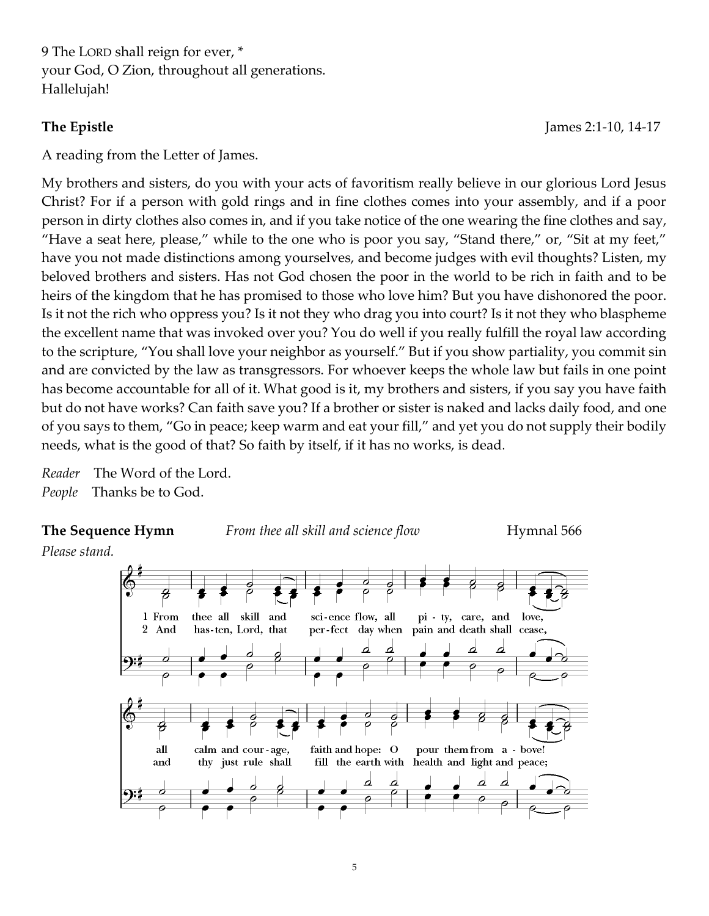9 The LORD shall reign for ever, *
your God, O Zion, throughout all generations.
Hallelujah!

**The Epistle** James 2:1-10, 14-17

A reading from the Letter of James.

My brothers and sisters, do you with your acts of favoritism really believe in our glorious Lord Jesus Christ? For if a person with gold rings and in fine clothes comes into your assembly, and if a poor person in dirty clothes also comes in, and if you take notice of the one wearing the fine clothes and say, "Have a seat here, please," while to the one who is poor you say, "Stand there," or, "Sit at my feet," have you not made distinctions among yourselves, and become judges with evil thoughts? Listen, my beloved brothers and sisters. Has not God chosen the poor in the world to be rich in faith and to be heirs of the kingdom that he has promised to those who love him? But you have dishonored the poor. Is it not the rich who oppress you? Is it not they who drag you into court? Is it not they who blaspheme the excellent name that was invoked over you? You do well if you really fulfill the royal law according to the scripture, "You shall love your neighbor as yourself." But if you show partiality, you commit sin and are convicted by the law as transgressors. For whoever keeps the whole law but fails in one point has become accountable for all of it. What good is it, my brothers and sisters, if you say you have faith but do not have works? Can faith save you? If a brother or sister is naked and lacks daily food, and one of you says to them, "Go in peace; keep warm and eat your fill," and yet you do not supply their bodily needs, what is the good of that? So faith by itself, if it has no works, is dead.

*Reader* The Word of the Lord.
*People* Thanks be to God.

**The Sequence Hymn** *From thee all skill and science flow* Hymnal 566

*Please stand.*

1 From thee all skill and science flow, all pity, care, and love,
all calm and courage, faith and hope: O pour them from above!

2 And hasten, Lord, that perfect day when pain and death shall cease,
and thy just rule shall fill the earth with health and light and peace;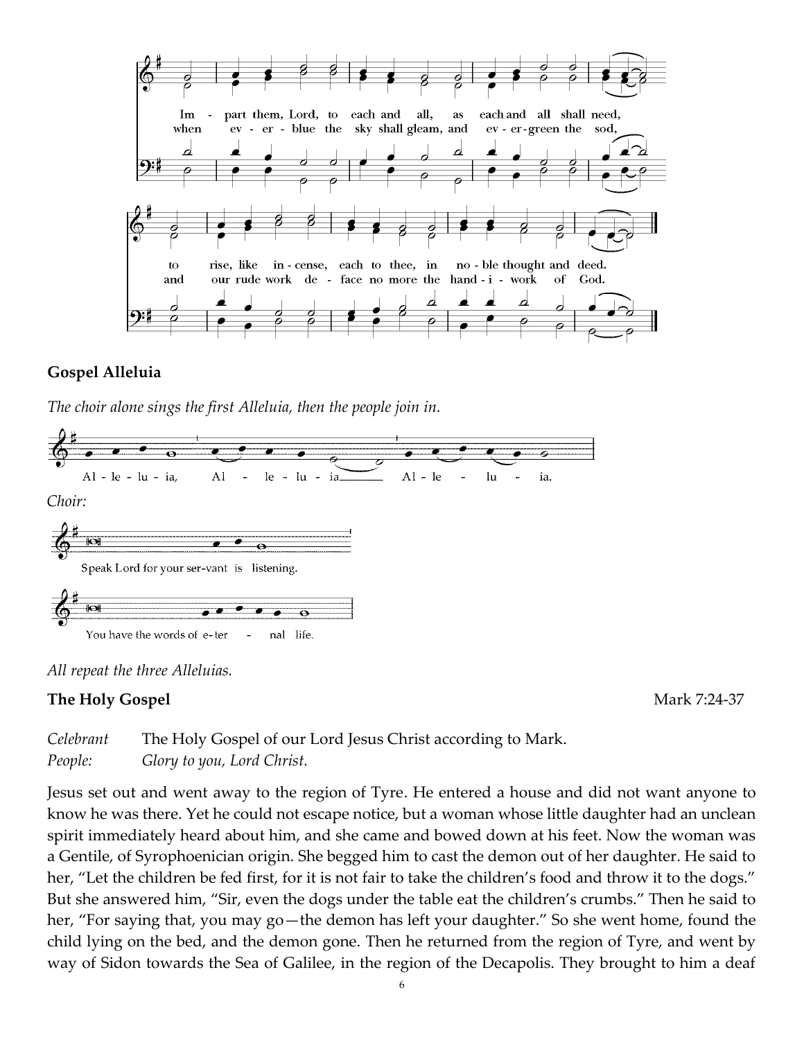Im - part them, Lord, to each and all, as each and all shall need,
when ev - er - blue the sky shall gleam, and ev - er - green the sod,

to rise, like in - cense, each to thee, in no - ble thought and deed.
and our rude work de - face no more the hand - i - work of God.

**Gospel Alleluia**

*The choir alone sings the first Alleluia, then the people join in.*

Al - le - lu - ia, Al - le - lu - ia\_\_\_\_ Al - le - lu - ia.

*Choir:*

Speak Lord for your ser-vant is listening.

You have the words of e- ter - nal life.

*All repeat the three Alleluias.*

**The Holy Gospel** Mark 7:24-37

*Celebrant* The Holy Gospel of our Lord Jesus Christ according to Mark.
*People:* *Glory to you, Lord Christ.*

Jesus set out and went away to the region of Tyre. He entered a house and did not want anyone to know he was there. Yet he could not escape notice, but a woman whose little daughter had an unclean spirit immediately heard about him, and she came and bowed down at his feet. Now the woman was a Gentile, of Syrophoenician origin. She begged him to cast the demon out of her daughter. He said to her, "Let the children be fed first, for it is not fair to take the children's food and throw it to the dogs." But she answered him, "Sir, even the dogs under the table eat the children's crumbs." Then he said to her, "For saying that, you may go—the demon has left your daughter." So she went home, found the child lying on the bed, and the demon gone. Then he returned from the region of Tyre, and went by way of Sidon towards the Sea of Galilee, in the region of the Decapolis. They brought to him a deaf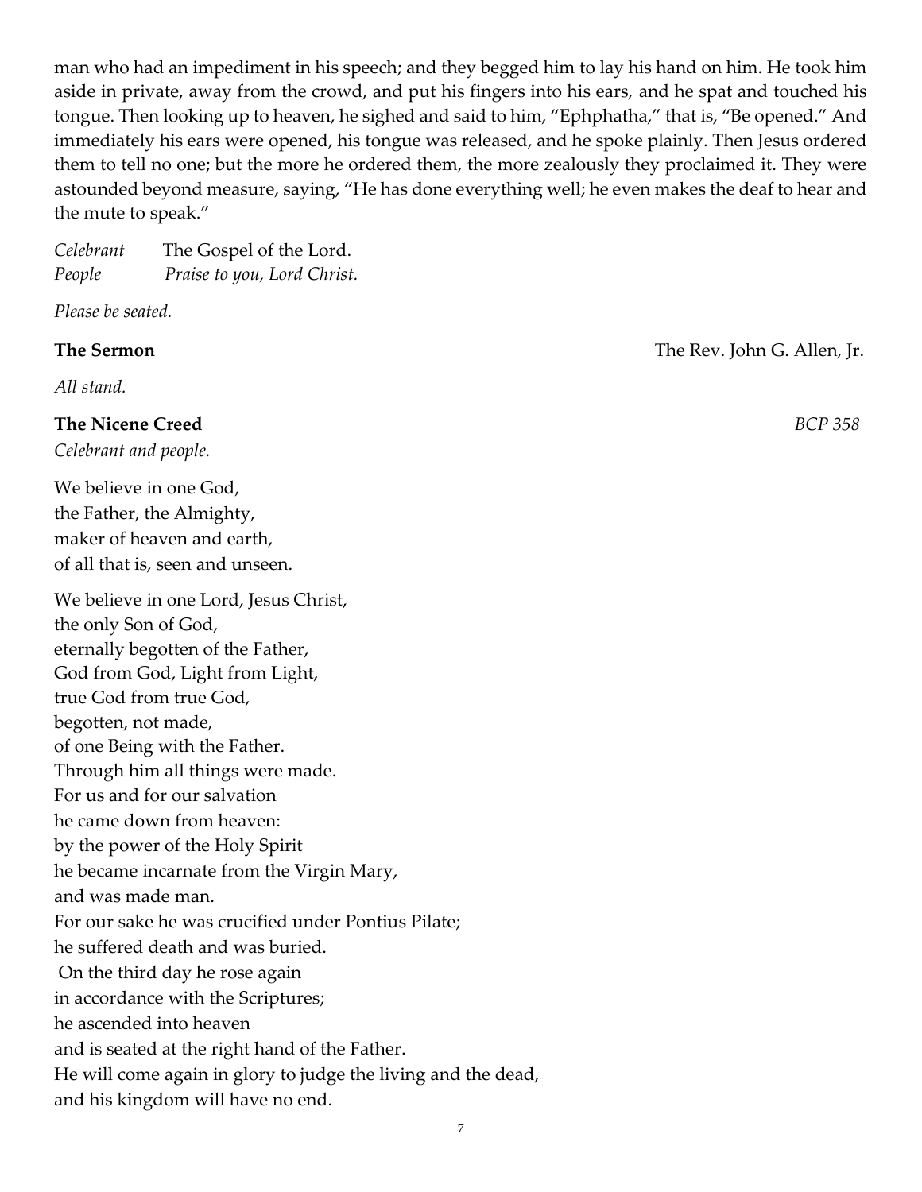man who had an impediment in his speech; and they begged him to lay his hand on him. He took him aside in private, away from the crowd, and put his fingers into his ears, and he spat and touched his tongue. Then looking up to heaven, he sighed and said to him, "Ephphatha," that is, "Be opened." And immediately his ears were opened, his tongue was released, and he spoke plainly. Then Jesus ordered them to tell no one; but the more he ordered them, the more zealously they proclaimed it. They were astounded beyond measure, saying, "He has done everything well; he even makes the deaf to hear and the mute to speak."

*Celebrant* The Gospel of the Lord.
*People* *Praise to you, Lord Christ.*

*Please be seated.*

**The Sermon** The Rev. John G. Allen, Jr.

*All stand.*

**The Nicene Creed** *BCP 358*

*Celebrant and people.*

We believe in one God,
the Father, the Almighty,
maker of heaven and earth,
of all that is, seen and unseen.

We believe in one Lord, Jesus Christ,
the only Son of God,
eternally begotten of the Father,
God from God, Light from Light,
true God from true God,
begotten, not made,
of one Being with the Father.
Through him all things were made.
For us and for our salvation
he came down from heaven:
by the power of the Holy Spirit
he became incarnate from the Virgin Mary,
and was made man.
For our sake he was crucified under Pontius Pilate;
he suffered death and was buried.
On the third day he rose again
in accordance with the Scriptures;
he ascended into heaven
and is seated at the right hand of the Father.
He will come again in glory to judge the living and the dead,
and his kingdom will have no end.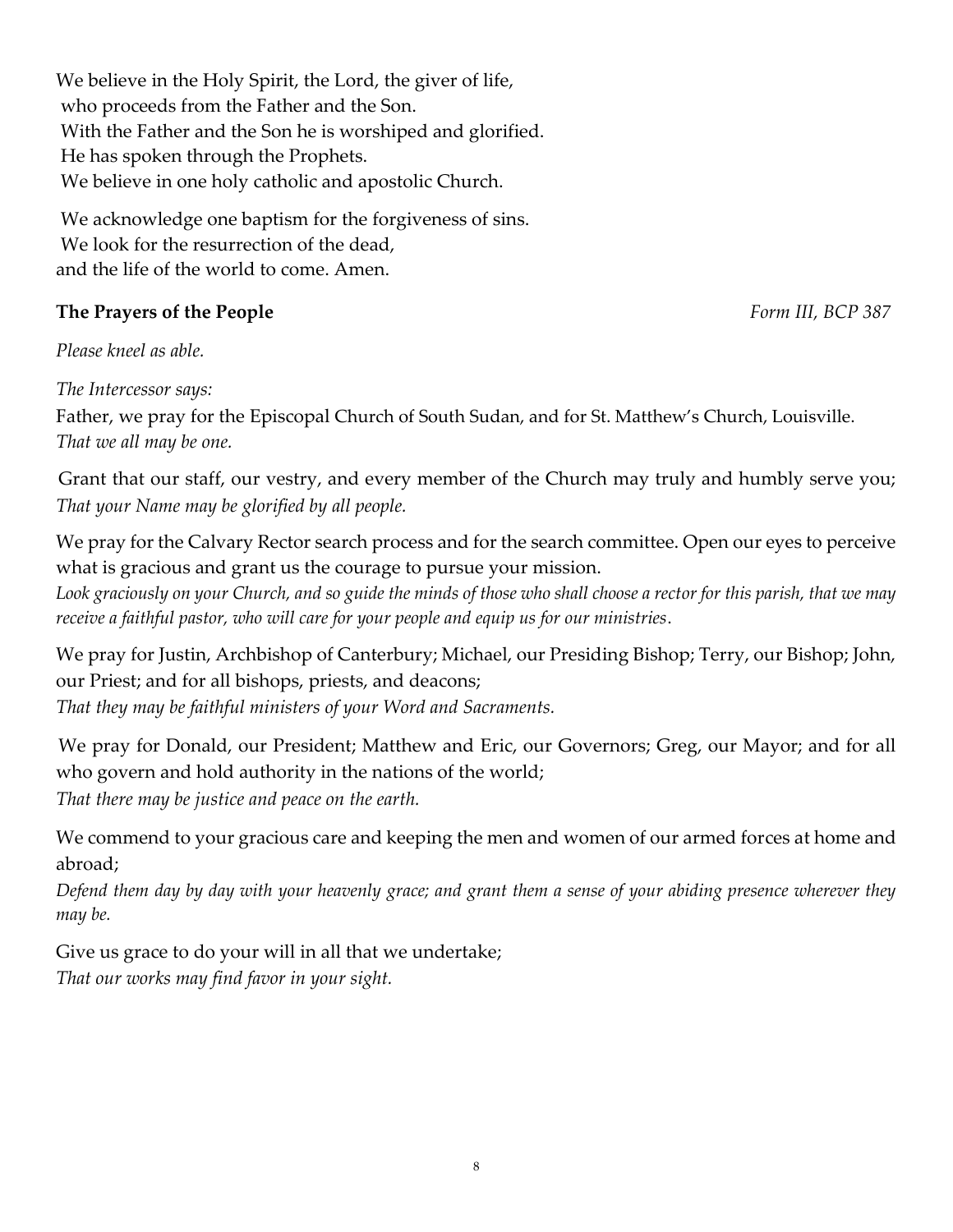We believe in the Holy Spirit, the Lord, the giver of life,
who proceeds from the Father and the Son.
With the Father and the Son he is worshiped and glorified.
He has spoken through the Prophets.
We believe in one holy catholic and apostolic Church.

We acknowledge one baptism for the forgiveness of sins.
We look for the resurrection of the dead,
and the life of the world to come. Amen.

**The Prayers of the People** *Form III, BCP 387*

*Please kneel as able.*

*The Intercessor says:*

Father, we pray for the Episcopal Church of South Sudan, and for St. Matthew's Church, Louisville.
*That we all may be one.*

Grant that our staff, our vestry, and every member of the Church may truly and humbly serve you;
*That your Name may be glorified by all people.*

We pray for the Calvary Rector search process and for the search committee. Open our eyes to perceive what is gracious and grant us the courage to pursue your mission.
*Look graciously on your Church, and so guide the minds of those who shall choose a rector for this parish, that we may receive a faithful pastor, who will care for your people and equip us for our ministries*.

We pray for Justin, Archbishop of Canterbury; Michael, our Presiding Bishop; Terry, our Bishop; John, our Priest; and for all bishops, priests, and deacons;
*That they may be faithful ministers of your Word and Sacraments.*

We pray for Donald, our President; Matthew and Eric, our Governors; Greg, our Mayor; and for all who govern and hold authority in the nations of the world;
*That there may be justice and peace on the earth.*

We commend to your gracious care and keeping the men and women of our armed forces at home and abroad;
*Defend them day by day with your heavenly grace; and grant them a sense of your abiding presence wherever they may be.*

Give us grace to do your will in all that we undertake;
*That our works may find favor in your sight.*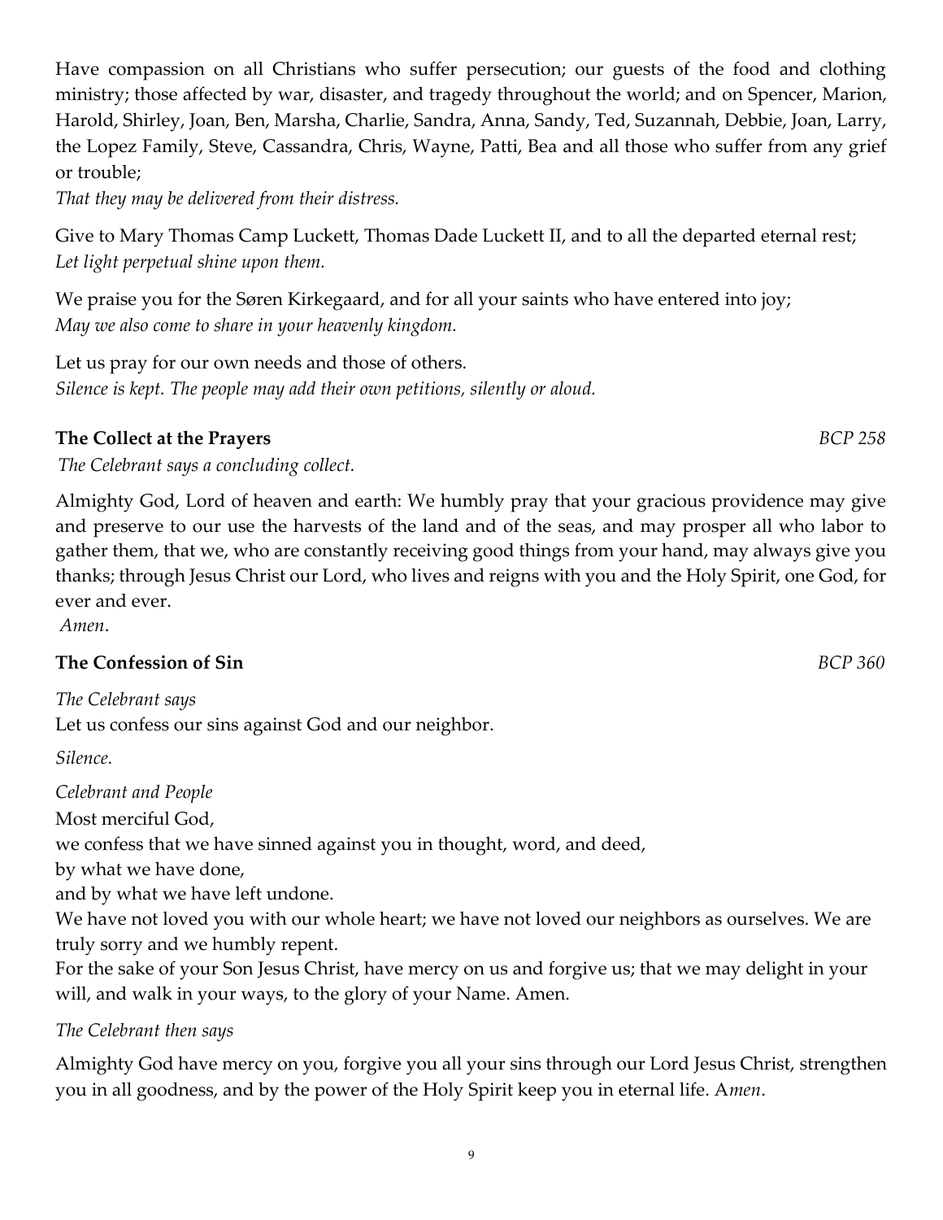Have compassion on all Christians who suffer persecution; our guests of the food and clothing ministry; those affected by war, disaster, and tragedy throughout the world; and on Spencer, Marion, Harold, Shirley, Joan, Ben, Marsha, Charlie, Sandra, Anna, Sandy, Ted, Suzannah, Debbie, Joan, Larry, the Lopez Family, Steve, Cassandra, Chris, Wayne, Patti, Bea and all those who suffer from any grief or trouble;
*That they may be delivered from their distress.*

Give to Mary Thomas Camp Luckett, Thomas Dade Luckett II, and to all the departed eternal rest;
*Let light perpetual shine upon them.*

We praise you for the Søren Kirkegaard, and for all your saints who have entered into joy;
*May we also come to share in your heavenly kingdom.*

Let us pray for our own needs and those of others.
*Silence is kept. The people may add their own petitions, silently or aloud.*

**The Collect at the Prayers** *BCP 258*

*The Celebrant says a concluding collect.*

Almighty God, Lord of heaven and earth: We humbly pray that your gracious providence may give and preserve to our use the harvests of the land and of the seas, and may prosper all who labor to gather them, that we, who are constantly receiving good things from your hand, may always give you thanks; through Jesus Christ our Lord, who lives and reigns with you and the Holy Spirit, one God, for ever and ever.
*Amen*.

**The Confession of Sin** *BCP 360*

*The Celebrant says*
Let us confess our sins against God and our neighbor.

*Silence.*

*Celebrant and People*
Most merciful God,
we confess that we have sinned against you in thought, word, and deed,
by what we have done,
and by what we have left undone.
We have not loved you with our whole heart; we have not loved our neighbors as ourselves. We are truly sorry and we humbly repent.
For the sake of your Son Jesus Christ, have mercy on us and forgive us; that we may delight in your will, and walk in your ways, to the glory of your Name. Amen.

*The Celebrant then says*

Almighty God have mercy on you, forgive you all your sins through our Lord Jesus Christ, strengthen you in all goodness, and by the power of the Holy Spirit keep you in eternal life. A*men*.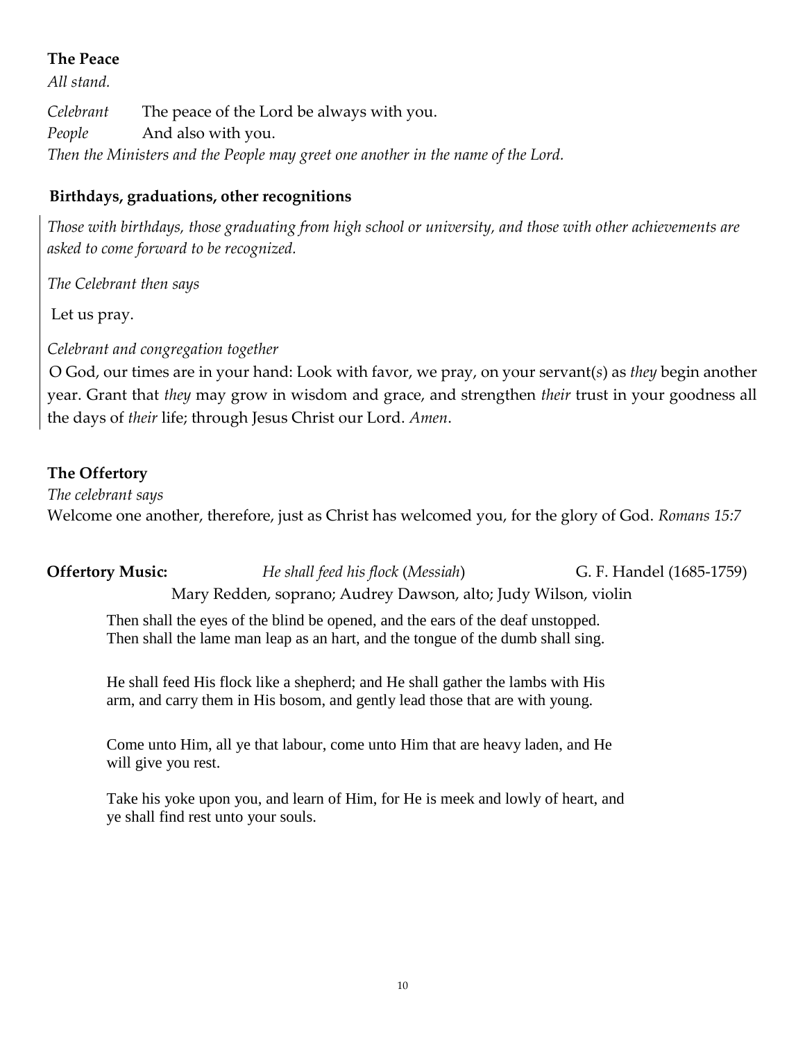**The Peace**

*All stand.*

*Celebrant* The peace of the Lord be always with you.
*People* And also with you.
*Then the Ministers and the People may greet one another in the name of the Lord.*

**Birthdays, graduations, other recognitions**

*Those with birthdays, those graduating from high school or university, and those with other achievements are asked to come forward to be recognized.*

*The Celebrant then says*

Let us pray.

*Celebrant and congregation together*

O God, our times are in your hand: Look with favor, we pray, on your servant(*s*) as *they* begin another year. Grant that *they* may grow in wisdom and grace, and strengthen *their* trust in your goodness all the days of *their* life; through Jesus Christ our Lord. *Amen*.

**The Offertory**

*The celebrant says*

Welcome one another, therefore, just as Christ has welcomed you, for the glory of God. *Romans 15:7*

**Offertory Music:** *He shall feed his flock* (*Messiah*) G. F. Handel (1685-1759)

Mary Redden, soprano; Audrey Dawson, alto; Judy Wilson, violin

Then shall the eyes of the blind be opened, and the ears of the deaf unstopped.
Then shall the lame man leap as an hart, and the tongue of the dumb shall sing.

He shall feed His flock like a shepherd; and He shall gather the lambs with His arm, and carry them in His bosom, and gently lead those that are with young.

Come unto Him, all ye that labour, come unto Him that are heavy laden, and He will give you rest.

Take his yoke upon you, and learn of Him, for He is meek and lowly of heart, and ye shall find rest unto your souls.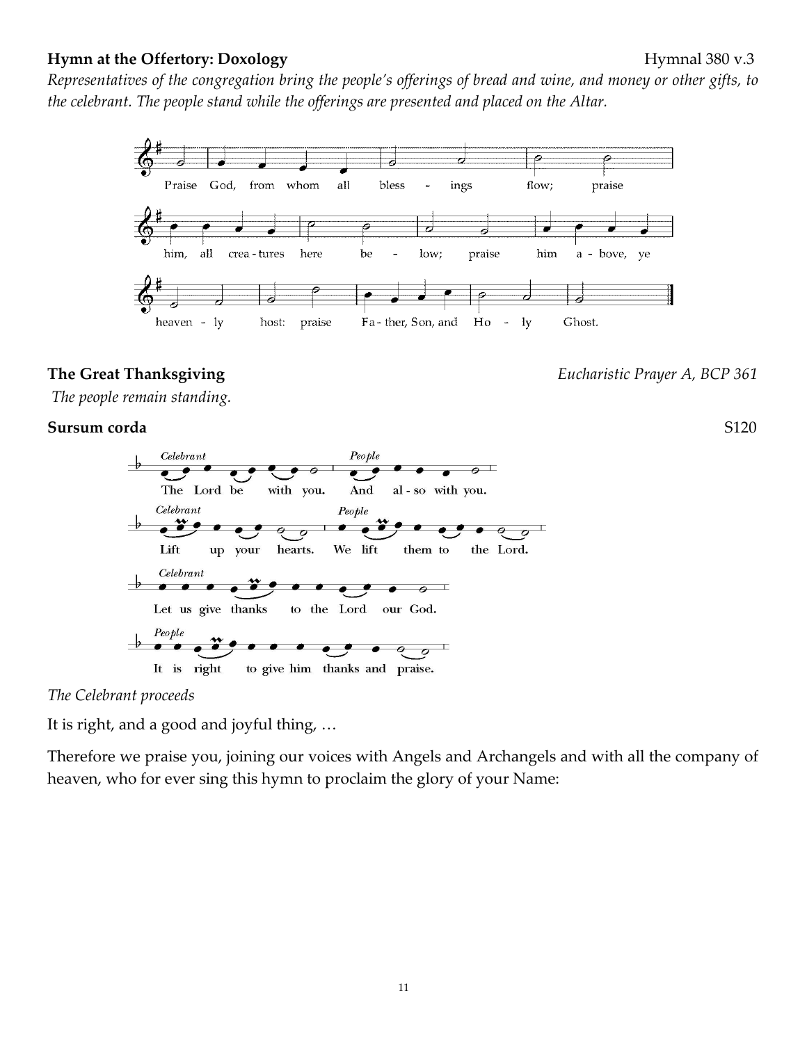**Hymn at the Offertory: Doxology** Hymnal 380 v.3

*Representatives of the congregation bring the people's offerings of bread and wine, and money or other gifts, to the celebrant. The people stand while the offerings are presented and placed on the Altar.*

Praise God, from whom all bless - ings flow; praise him, all crea - tures here be - low; praise him a - bove, ye heaven - ly host: praise Fa - ther, Son, and Ho - ly Ghost.

**The Great Thanksgiving** *Eucharistic Prayer A, BCP 361*

*The people remain standing.*

**Sursum corda** S120

*Celebrant* The Lord be with you. *People* And al - so with you.

*Celebrant* Lift up your hearts. *People* We lift them to the Lord.

*Celebrant* Let us give thanks to the Lord our God.

*People* It is right to give him thanks and praise.

*The Celebrant proceeds*

It is right, and a good and joyful thing, …

Therefore we praise you, joining our voices with Angels and Archangels and with all the company of heaven, who for ever sing this hymn to proclaim the glory of your Name: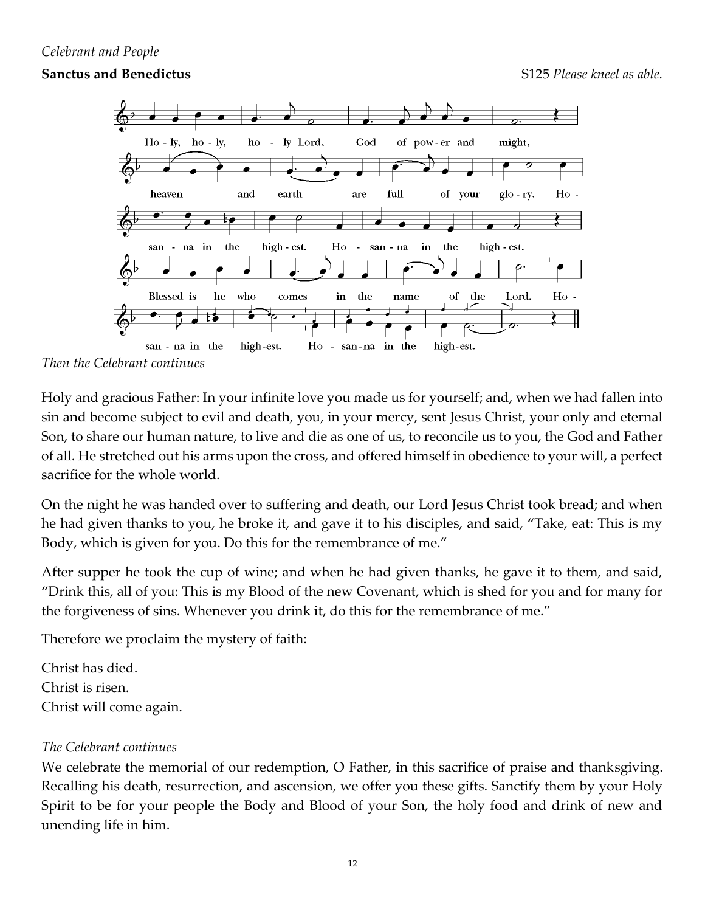*Celebrant and People*

**Sanctus and Benedictus** S125 *Please kneel as able.*

Holy, holy, holy Lord, God of power and might,
heaven and earth are full of your glory. Hosanna in the highest. Hosanna in the highest.
Blessed is he who comes in the name of the Lord. Hosanna in the highest. Hosanna in the highest.

*Then the Celebrant continues*

Holy and gracious Father: In your infinite love you made us for yourself; and, when we had fallen into sin and become subject to evil and death, you, in your mercy, sent Jesus Christ, your only and eternal Son, to share our human nature, to live and die as one of us, to reconcile us to you, the God and Father of all. He stretched out his arms upon the cross, and offered himself in obedience to your will, a perfect sacrifice for the whole world.

On the night he was handed over to suffering and death, our Lord Jesus Christ took bread; and when he had given thanks to you, he broke it, and gave it to his disciples, and said, "Take, eat: This is my Body, which is given for you. Do this for the remembrance of me."

After supper he took the cup of wine; and when he had given thanks, he gave it to them, and said, "Drink this, all of you: This is my Blood of the new Covenant, which is shed for you and for many for the forgiveness of sins. Whenever you drink it, do this for the remembrance of me."

Therefore we proclaim the mystery of faith:

Christ has died.
Christ is risen.
Christ will come again.

*The Celebrant continues*

We celebrate the memorial of our redemption, O Father, in this sacrifice of praise and thanksgiving. Recalling his death, resurrection, and ascension, we offer you these gifts. Sanctify them by your Holy Spirit to be for your people the Body and Blood of your Son, the holy food and drink of new and unending life in him.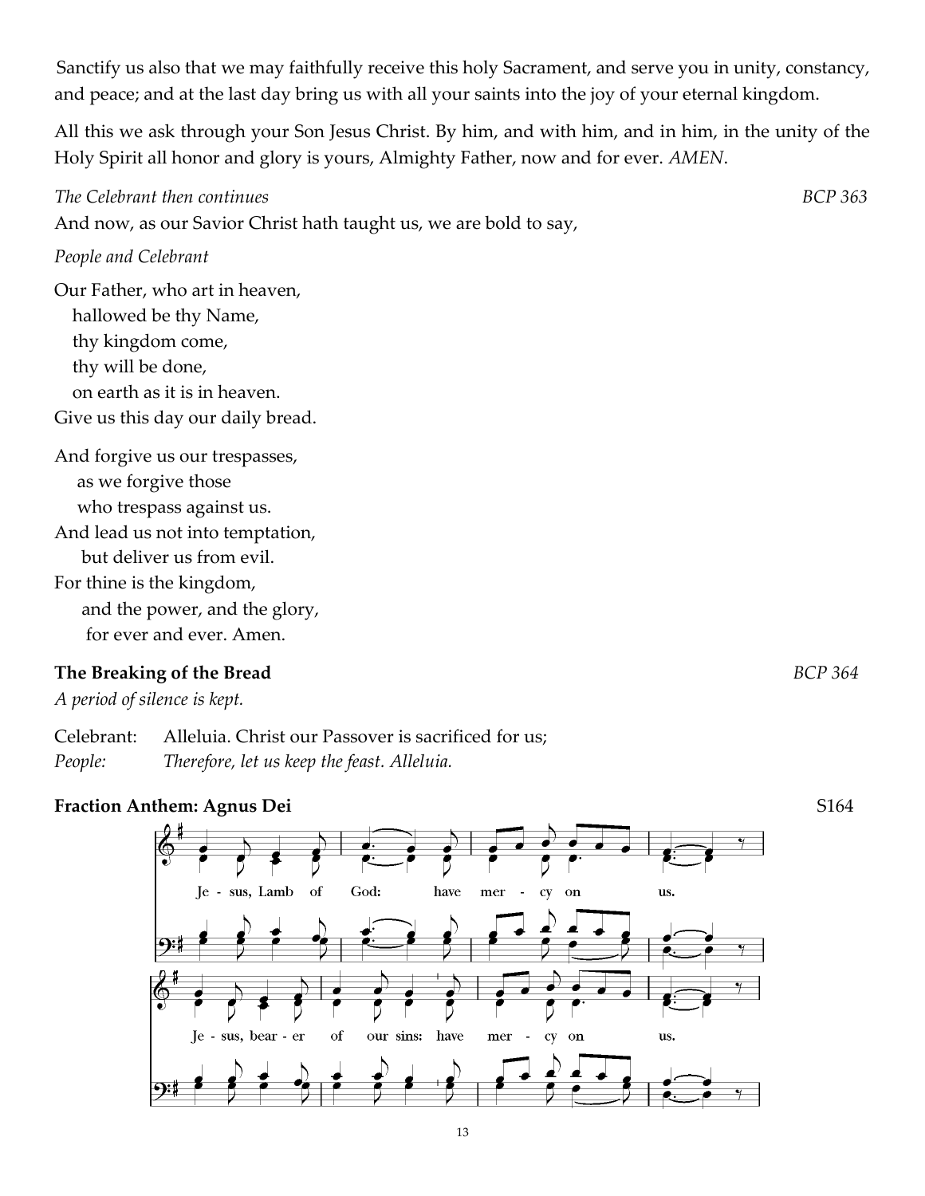Sanctify us also that we may faithfully receive this holy Sacrament, and serve you in unity, constancy, and peace; and at the last day bring us with all your saints into the joy of your eternal kingdom.

All this we ask through your Son Jesus Christ. By him, and with him, and in him, in the unity of the Holy Spirit all honor and glory is yours, Almighty Father, now and for ever. *AMEN*.

*The Celebrant then continues* *BCP 363*

And now, as our Savior Christ hath taught us, we are bold to say,

*People and Celebrant*

Our Father, who art in heaven,
hallowed be thy Name,
thy kingdom come,
thy will be done,
on earth as it is in heaven.
Give us this day our daily bread.

And forgive us our trespasses,
as we forgive those
who trespass against us.
And lead us not into temptation,
but deliver us from evil.
For thine is the kingdom,
and the power, and the glory,
for ever and ever. Amen.

**The Breaking of the Bread** *BCP 364*

*A period of silence is kept.*

Celebrant: Alleluia. Christ our Passover is sacrificed for us;
*People: Therefore, let us keep the feast. Alleluia.*

**Fraction Anthem: Agnus Dei** S164

Je - sus, Lamb of God: have mer - cy on us.

Je - sus, bear - er of our sins: have mer - cy on us.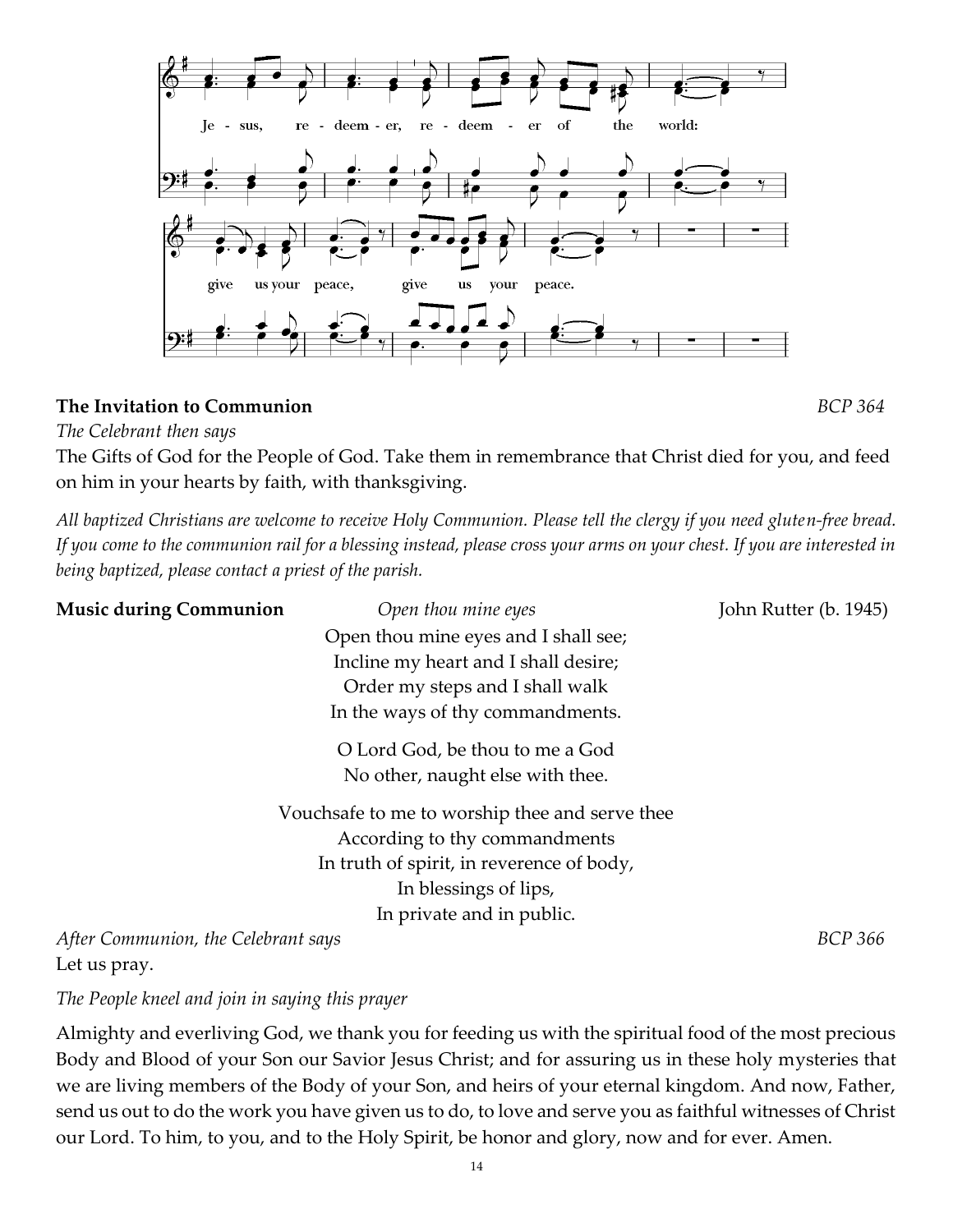Je - sus, re - deem - er, re - deem - er of the world:

give us your peace, give us your peace.

**The Invitation to Communion** *BCP 364*

*The Celebrant then says*

The Gifts of God for the People of God. Take them in remembrance that Christ died for you, and feed on him in your hearts by faith, with thanksgiving.

*All baptized Christians are welcome to receive Holy Communion. Please tell the clergy if you need gluten-free bread. If you come to the communion rail for a blessing instead, please cross your arms on your chest. If you are interested in being baptized, please contact a priest of the parish.*

**Music during Communion** *Open thou mine eyes* John Rutter (b. 1945)

Open thou mine eyes and I shall see;
Incline my heart and I shall desire;
Order my steps and I shall walk
In the ways of thy commandments.

O Lord God, be thou to me a God
No other, naught else with thee.

Vouchsafe to me to worship thee and serve thee
According to thy commandments
In truth of spirit, in reverence of body,
In blessings of lips,
In private and in public.

*After Communion, the Celebrant says* *BCP 366*

Let us pray.

*The People kneel and join in saying this prayer*

Almighty and everliving God, we thank you for feeding us with the spiritual food of the most precious Body and Blood of your Son our Savior Jesus Christ; and for assuring us in these holy mysteries that we are living members of the Body of your Son, and heirs of your eternal kingdom. And now, Father, send us out to do the work you have given us to do, to love and serve you as faithful witnesses of Christ our Lord. To him, to you, and to the Holy Spirit, be honor and glory, now and for ever. Amen.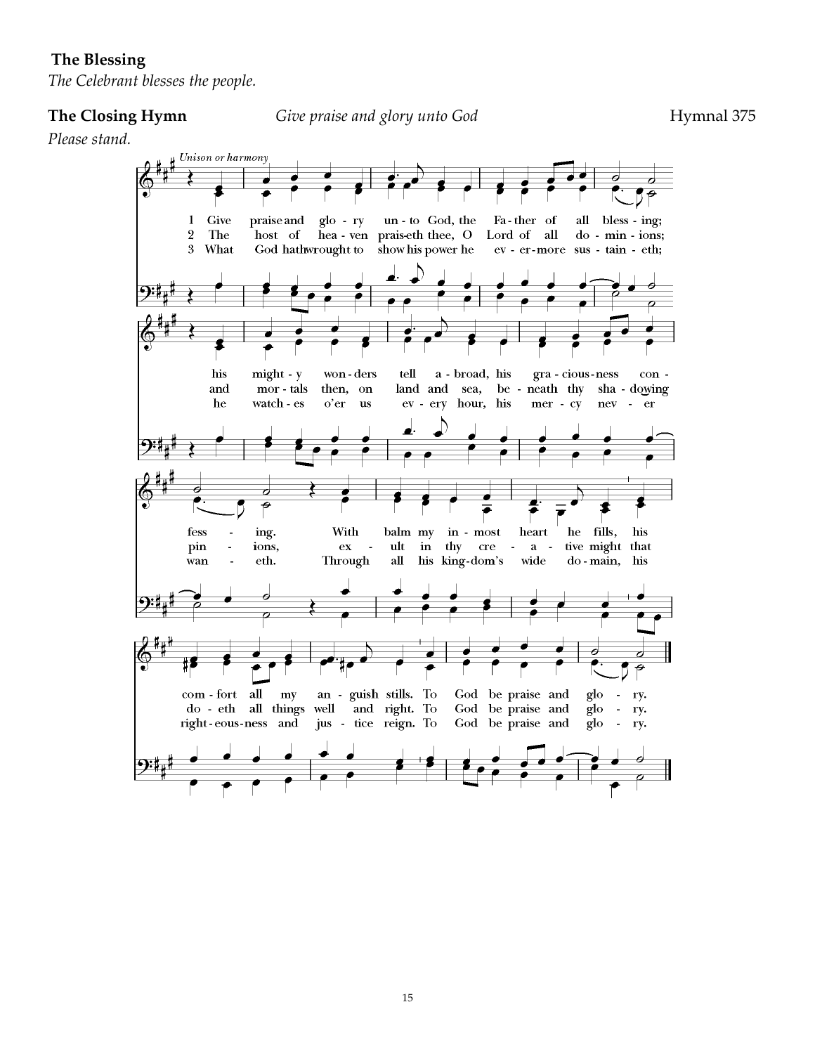**The Blessing**

*The Celebrant blesses the people.*

**The Closing Hymn** *Give praise and glory unto God* Hymnal 375

*Please stand.*

*Unison or harmony*

1 Give praise and glo - ry un - to God, the Fa - ther of all bless - ing; his might - y won - ders tell a - broad, his gra - cious - ness con - fess - ing. With balm my in - most heart he fills, his com - fort all my an - guish stills. To God be praise and glo - ry.

2 The host of hea - ven prais-eth thee, O Lord of all do - min - ions; and mor - tals then, on land and sea, be - neath thy sha - dowing pin - ions, ex - ult in thy cre - a - tive might that do - eth all things well and right. To God be praise and glo - ry.

3 What God hath wrought to show his power he ev - er - more sus - tain - eth; he watch - es o'er us ev - ery hour, his mer - cy nev - er wan - eth. Through all his king - dom's wide do - main, his right - eous - ness and jus - tice reign. To God be praise and glo - ry.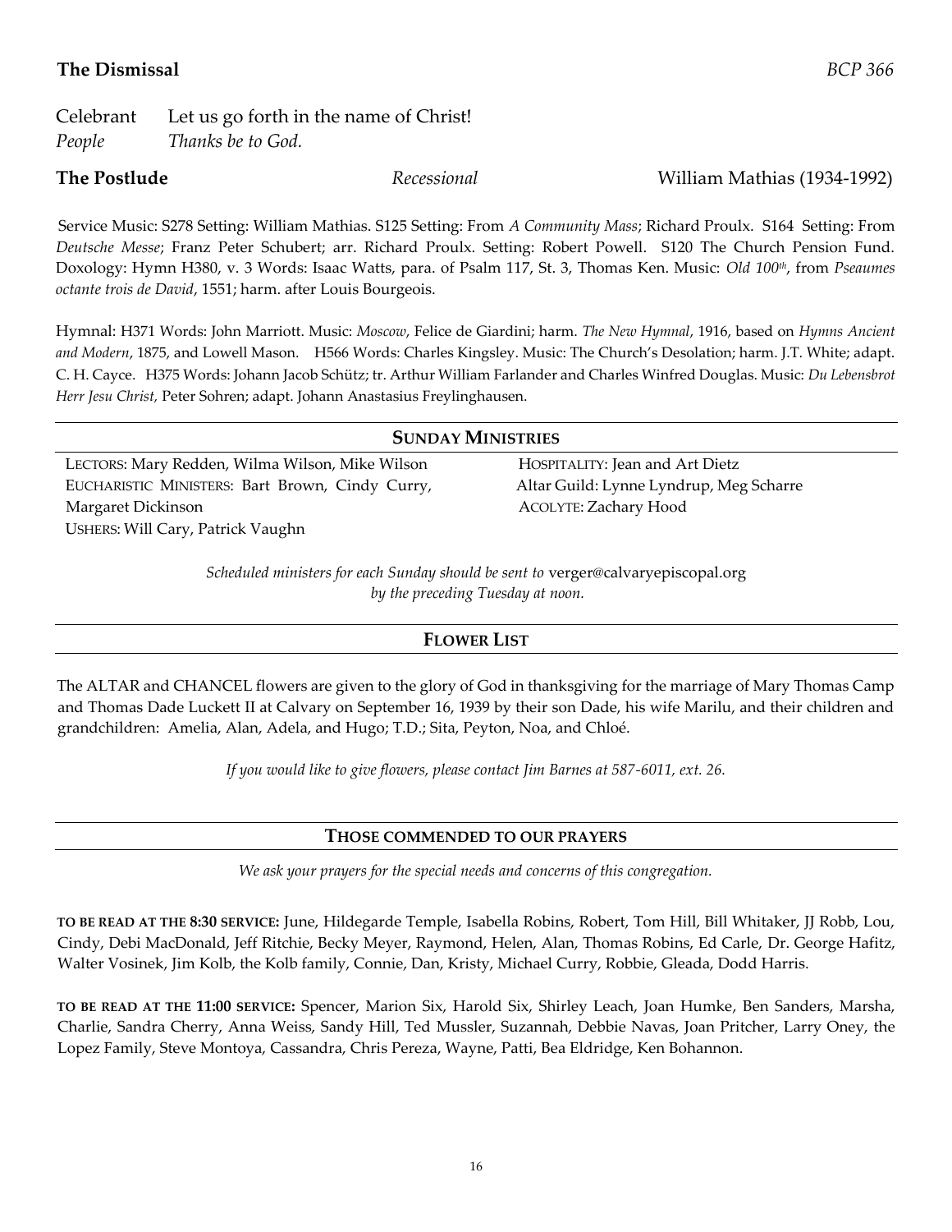## The Dismissal *BCP 366*

Celebrant Let us go forth in the name of Christ!
*People* *Thanks be to God.*

**The Postlude** *Recessional* William Mathias (1934-1992)

Service Music: S278 Setting: William Mathias. S125 Setting: From *A Community Mass*; Richard Proulx. S164 Setting: From *Deutsche Messe*; Franz Peter Schubert; arr. Richard Proulx. Setting: Robert Powell. S120 The Church Pension Fund. Doxology: Hymn H380, v. 3 Words: Isaac Watts, para. of Psalm 117, St. 3, Thomas Ken. Music: *Old 100th*, from *Pseaumes octante trois de David*, 1551; harm. after Louis Bourgeois.

Hymnal: H371 Words: John Marriott. Music: *Moscow*, Felice de Giardini; harm. *The New Hymnal*, 1916, based on *Hymns Ancient and Modern*, 1875, and Lowell Mason. H566 Words: Charles Kingsley. Music: The Church's Desolation; harm. J.T. White; adapt. C. H. Cayce. H375 Words: Johann Jacob Schütz; tr. Arthur William Farlander and Charles Winfred Douglas. Music: *Du Lebensbrot Herr Jesu Christ*, Peter Sohren; adapt. Johann Anastasius Freylinghausen.

## SUNDAY MINISTRIES

LECTORS: Mary Redden, Wilma Wilson, Mike Wilson
EUCHARISTIC MINISTERS: Bart Brown, Cindy Curry, Margaret Dickinson
USHERS: Will Cary, Patrick Vaughn
HOSPITALITY: Jean and Art Dietz
Altar Guild: Lynne Lyndrup, Meg Scharre
ACOLYTE: Zachary Hood

*Scheduled ministers for each Sunday should be sent to* verger@calvaryepiscopal.org *by the preceding Tuesday at noon.*

## FLOWER LIST

The ALTAR and CHANCEL flowers are given to the glory of God in thanksgiving for the marriage of Mary Thomas Camp and Thomas Dade Luckett II at Calvary on September 16, 1939 by their son Dade, his wife Marilu, and their children and grandchildren: Amelia, Alan, Adela, and Hugo; T.D.; Sita, Peyton, Noa, and Chloé.

*If you would like to give flowers, please contact Jim Barnes at 587-6011, ext. 26.*

## THOSE COMMENDED TO OUR PRAYERS

*We ask your prayers for the special needs and concerns of this congregation.*

**TO BE READ AT THE 8:30 SERVICE:** June, Hildegarde Temple, Isabella Robins, Robert, Tom Hill, Bill Whitaker, JJ Robb, Lou, Cindy, Debi MacDonald, Jeff Ritchie, Becky Meyer, Raymond, Helen, Alan, Thomas Robins, Ed Carle, Dr. George Hafitz, Walter Vosinek, Jim Kolb, the Kolb family, Connie, Dan, Kristy, Michael Curry, Robbie, Gleada, Dodd Harris.

**TO BE READ AT THE 11:00 SERVICE:** Spencer, Marion Six, Harold Six, Shirley Leach, Joan Humke, Ben Sanders, Marsha, Charlie, Sandra Cherry, Anna Weiss, Sandy Hill, Ted Mussler, Suzannah, Debbie Navas, Joan Pritcher, Larry Oney, the Lopez Family, Steve Montoya, Cassandra, Chris Pereza, Wayne, Patti, Bea Eldridge, Ken Bohannon.